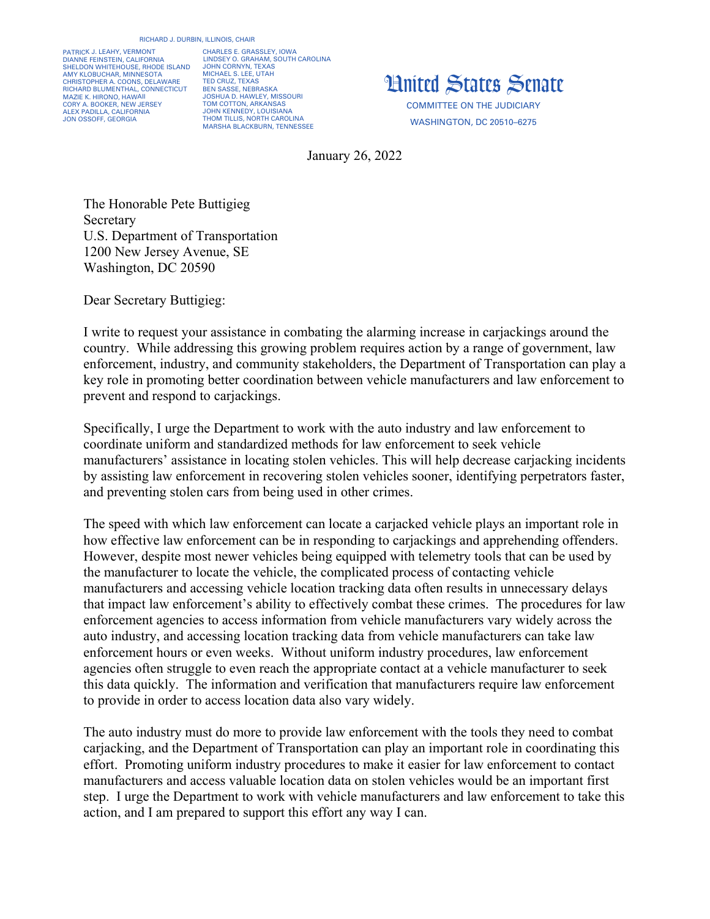RICHARD J. DURBIN, ILLINOIS, CHAIR

PATRICK J. LEAHY, VERMONT
DIANNE FEINSTEIN, CALIFORNIA
SHELDON WHITEHOUSE, RHODE ISLAND
AMY KLOBUCHAR, MINNESOTA
CHRISTOPHER A. COONS, DELAWARE
RICHARD BLUMENTHAL, CONNECTICUT
MAZIE K. HIRONO, HAWAII
CORY A. BOOKER, NEW JERSEY
ALEX PADILLA, CALIFORNIA
JON OSSOFF, GEORGIA

CHARLES E. GRASSLEY, IOWA
LINDSEY O. GRAHAM, SOUTH CAROLINA
JOHN CORNYN, TEXAS
MICHAEL S. LEE, UTAH
TED CRUZ, TEXAS
BEN SASSE, NEBRASKA
JOSHUA D. HAWLEY, MISSOURI
TOM COTTON, ARKANSAS
JOHN KENNEDY, LOUISIANA
THOM TILLIS, NORTH CAROLINA
MARSHA BLACKBURN, TENNESSEE

United States Senate

COMMITTEE ON THE JUDICIARY

WASHINGTON, DC 20510–6275

January 26, 2022

The Honorable Pete Buttigieg
Secretary
U.S. Department of Transportation
1200 New Jersey Avenue, SE
Washington, DC 20590

Dear Secretary Buttigieg:

I write to request your assistance in combating the alarming increase in carjackings around the country. While addressing this growing problem requires action by a range of government, law enforcement, industry, and community stakeholders, the Department of Transportation can play a key role in promoting better coordination between vehicle manufacturers and law enforcement to prevent and respond to carjackings.

Specifically, I urge the Department to work with the auto industry and law enforcement to coordinate uniform and standardized methods for law enforcement to seek vehicle manufacturers' assistance in locating stolen vehicles. This will help decrease carjacking incidents by assisting law enforcement in recovering stolen vehicles sooner, identifying perpetrators faster, and preventing stolen cars from being used in other crimes.

The speed with which law enforcement can locate a carjacked vehicle plays an important role in how effective law enforcement can be in responding to carjackings and apprehending offenders. However, despite most newer vehicles being equipped with telemetry tools that can be used by the manufacturer to locate the vehicle, the complicated process of contacting vehicle manufacturers and accessing vehicle location tracking data often results in unnecessary delays that impact law enforcement's ability to effectively combat these crimes. The procedures for law enforcement agencies to access information from vehicle manufacturers vary widely across the auto industry, and accessing location tracking data from vehicle manufacturers can take law enforcement hours or even weeks. Without uniform industry procedures, law enforcement agencies often struggle to even reach the appropriate contact at a vehicle manufacturer to seek this data quickly. The information and verification that manufacturers require law enforcement to provide in order to access location data also vary widely.

The auto industry must do more to provide law enforcement with the tools they need to combat carjacking, and the Department of Transportation can play an important role in coordinating this effort. Promoting uniform industry procedures to make it easier for law enforcement to contact manufacturers and access valuable location data on stolen vehicles would be an important first step. I urge the Department to work with vehicle manufacturers and law enforcement to take this action, and I am prepared to support this effort any way I can.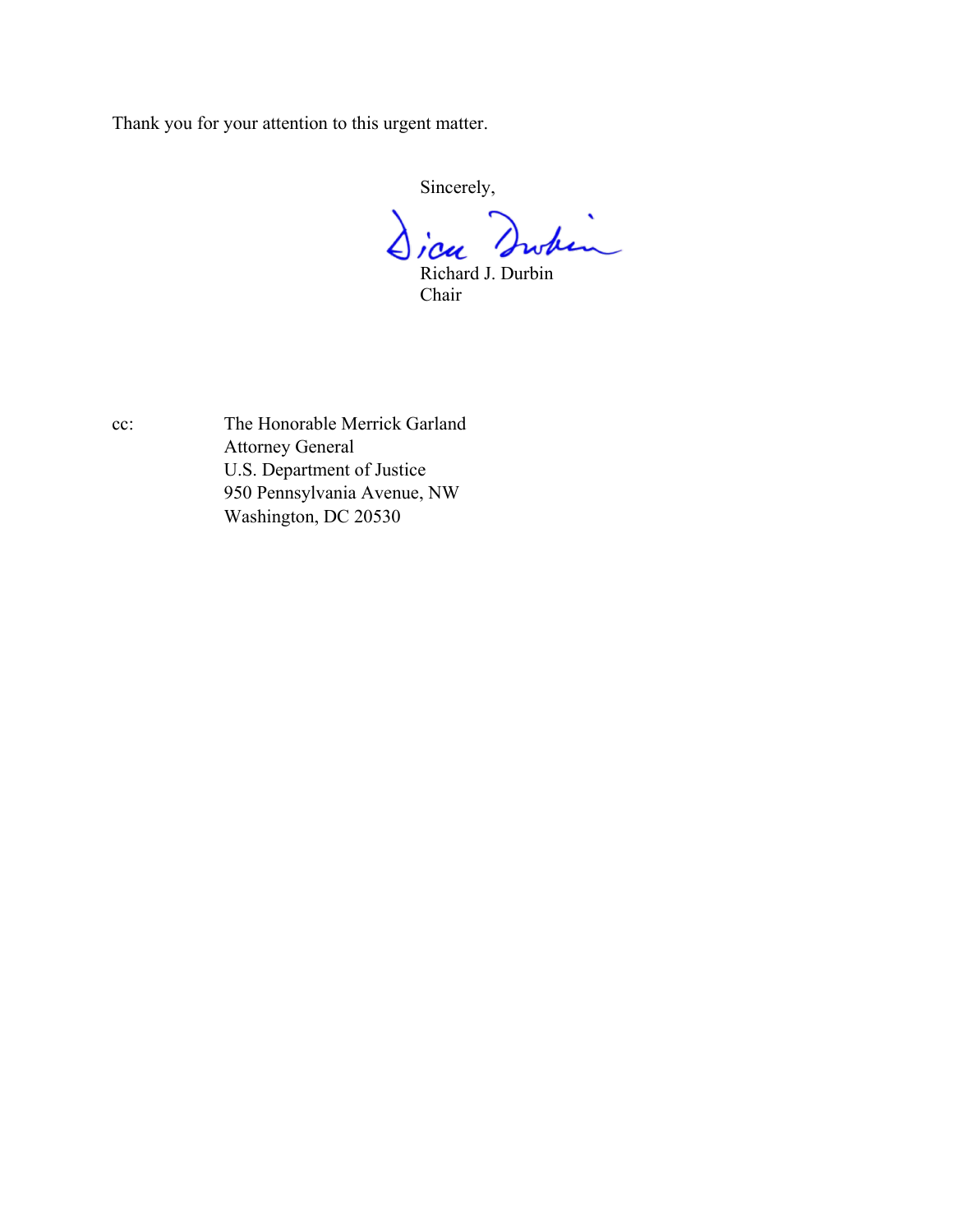Thank you for your attention to this urgent matter.

Sincerely,

Richard J. Durbin
Chair

cc: The Honorable Merrick Garland
Attorney General
U.S. Department of Justice
950 Pennsylvania Avenue, NW
Washington, DC 20530